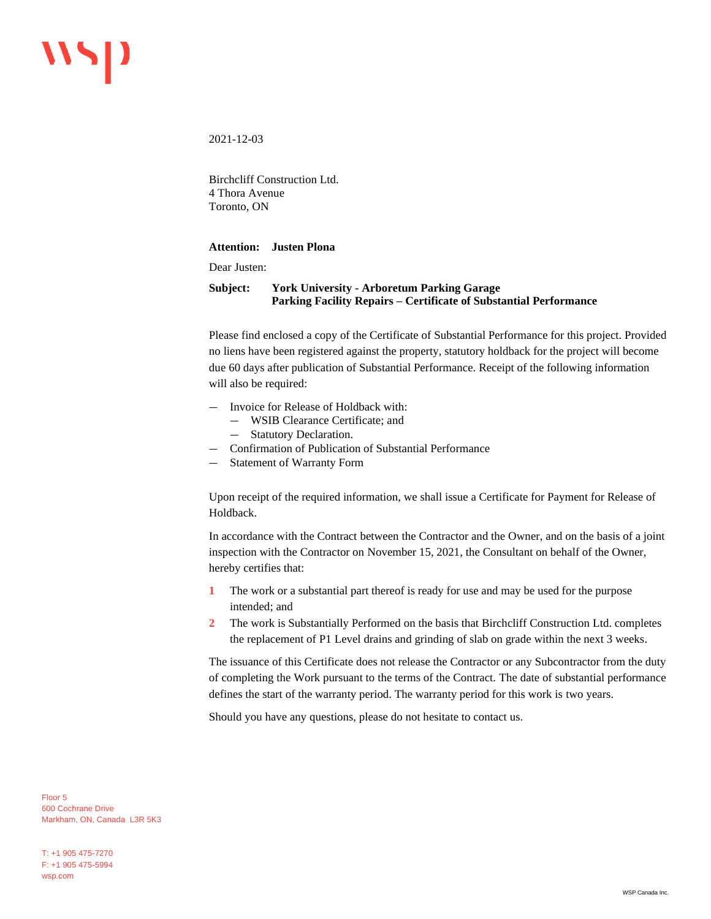2021-12-03

Birchcliff Construction Ltd.
4 Thora Avenue
Toronto, ON

**Attention: Justen Plona**

Dear Justen:

**Subject: York University - Arboretum Parking Garage**
**Parking Facility Repairs – Certificate of Substantial Performance**

Please find enclosed a copy of the Certificate of Substantial Performance for this project. Provided no liens have been registered against the property, statutory holdback for the project will become due 60 days after publication of Substantial Performance. Receipt of the following information will also be required:

- Invoice for Release of Holdback with:
  - WSIB Clearance Certificate; and
  - Statutory Declaration.
- Confirmation of Publication of Substantial Performance
- Statement of Warranty Form

Upon receipt of the required information, we shall issue a Certificate for Payment for Release of Holdback.

In accordance with the Contract between the Contractor and the Owner, and on the basis of a joint inspection with the Contractor on November 15, 2021, the Consultant on behalf of the Owner, hereby certifies that:

1. The work or a substantial part thereof is ready for use and may be used for the purpose intended; and
2. The work is Substantially Performed on the basis that Birchcliff Construction Ltd. completes the replacement of P1 Level drains and grinding of slab on grade within the next 3 weeks.

The issuance of this Certificate does not release the Contractor or any Subcontractor from the duty of completing the Work pursuant to the terms of the Contract. The date of substantial performance defines the start of the warranty period. The warranty period for this work is two years.

Should you have any questions, please do not hesitate to contact us.

Floor 5
600 Cochrane Drive
Markham, ON, Canada L3R 5K3

T: +1 905 475-7270
F: +1 905 475-5994
wsp.com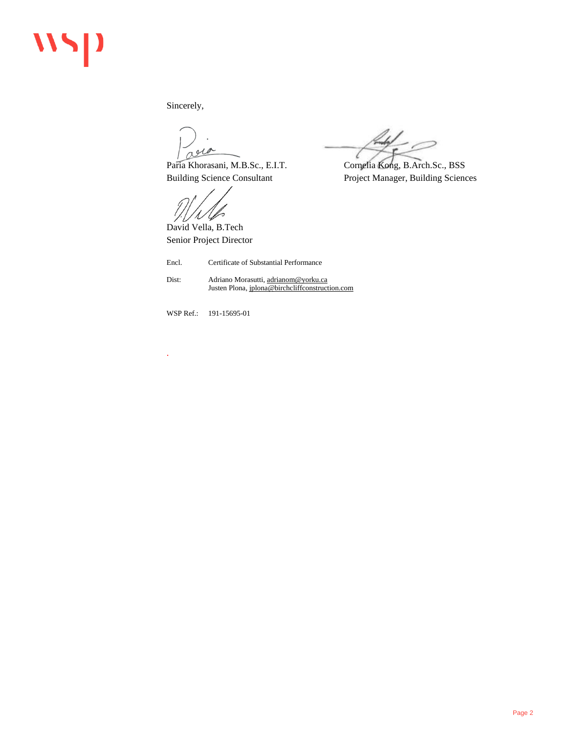Sincerely,

Paria Khorasani, M.B.Sc., E.I.T.
Building Science Consultant

Cornelia Kong, B.Arch.Sc., BSS
Project Manager, Building Sciences

David Vella, B.Tech
Senior Project Director

Encl. Certificate of Substantial Performance

Dist: Adriano Morasutti, adrianom@yorku.ca
Justen Plona, jplona@birchcliffconstruction.com

WSP Ref.: 191-15695-01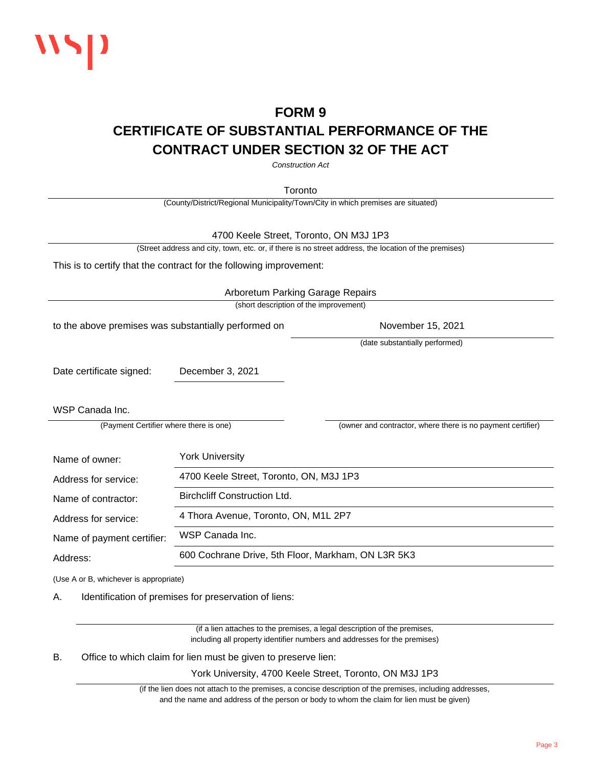# FORM 9

# CERTIFICATE OF SUBSTANTIAL PERFORMANCE OF THE CONTRACT UNDER SECTION 32 OF THE ACT

*Construction Act*

Toronto
(County/District/Regional Municipality/Town/City in which premises are situated)

4700 Keele Street, Toronto, ON M3J 1P3
(Street address and city, town, etc. or, if there is no street address, the location of the premises)

This is to certify that the contract for the following improvement:

Arboretum Parking Garage Repairs
(short description of the improvement)

to the above premises was substantially performed on November 15, 2021
(date substantially performed)

Date certificate signed: December 3, 2021

WSP Canada Inc.
(Payment Certifier where there is one)

(owner and contractor, where there is no payment certifier)

| | |
|---|---|
| Name of owner: | York University |
| Address for service: | 4700 Keele Street, Toronto, ON, M3J 1P3 |
| Name of contractor: | Birchcliff Construction Ltd. |
| Address for service: | 4 Thora Avenue, Toronto, ON, M1L 2P7 |
| Name of payment certifier: | WSP Canada Inc. |
| Address: | 600 Cochrane Drive, 5th Floor, Markham, ON L3R 5K3 |

(Use A or B, whichever is appropriate)

A. Identification of premises for preservation of liens:

(if a lien attaches to the premises, a legal description of the premises, including all property identifier numbers and addresses for the premises)

B. Office to which claim for lien must be given to preserve lien:

York University, 4700 Keele Street, Toronto, ON M3J 1P3

(if the lien does not attach to the premises, a concise description of the premises, including addresses, and the name and address of the person or body to whom the claim for lien must be given)